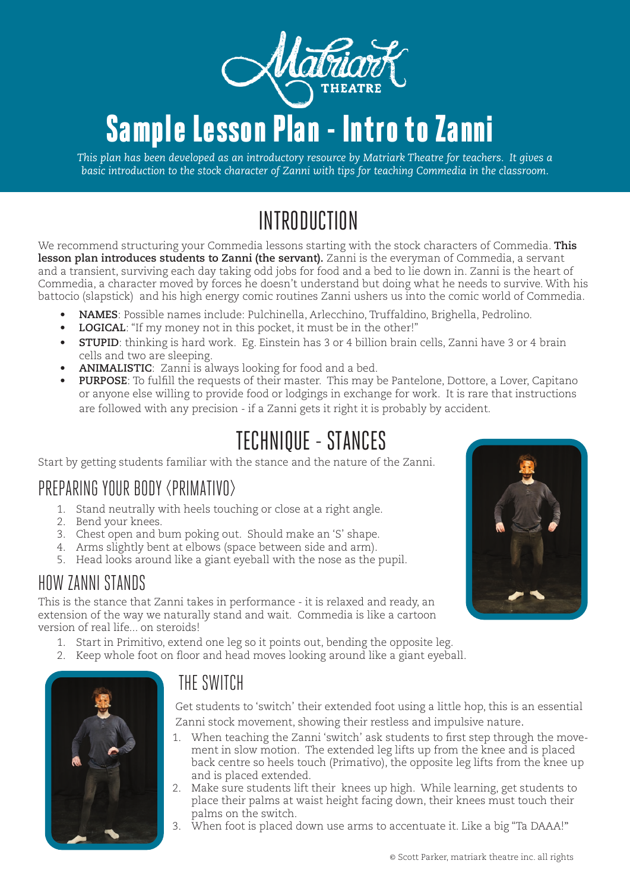# Sample Lesson Plan - Intro to Zanni

*This plan has been developed as an introductory resource by Matriark Theatre for teachers. It gives a basic introduction to the stock character of Zanni with tips for teaching Commedia in the classroom.*

## INTRODUCTION

We recommend structuring your Commedia lessons starting with the stock characters of Commedia. **This lesson plan introduces students to Zanni (the servant).** Zanni is the everyman of Commedia, a servant and a transient, surviving each day taking odd jobs for food and a bed to lie down in. Zanni is the heart of Commedia, a character moved by forces he doesn't understand but doing what he needs to survive. With his battocio (slapstick) and his high energy comic routines Zanni ushers us into the comic world of Commedia.

- **NAMES**: Possible names include: Pulchinella, Arlecchino, Truffaldino, Brighella, Pedrolino.
- **LOGICAL**: "If my money not in this pocket, it must be in the other!"
- **STUPID**: thinking is hard work. Eg. Einstein has 3 or 4 billion brain cells, Zanni have 3 or 4 brain cells and two are sleeping.
- **ANIMALISTIC**: Zanni is always looking for food and a bed.
- **PURPOSE**: To fulfill the requests of their master. This may be Pantelone, Dottore, a Lover, Capitano or anyone else willing to provide food or lodgings in exchange for work. It is rare that instructions are followed with any precision - if a Zanni gets it right it is probably by accident.

## TECHNIQUE - STANCES

Start by getting students familiar with the stance and the nature of the Zanni.

### PREPARING YOUR BODY (PRIMATIVO)

1. Stand neutrally with heels touching or close at a right angle.
2. Bend your knees.
3. Chest open and bum poking out. Should make an 'S' shape.
4. Arms slightly bent at elbows (space between side and arm).
5. Head looks around like a giant eyeball with the nose as the pupil.

### HOW ZANNI STANDS

This is the stance that Zanni takes in performance - it is relaxed and ready, an extension of the way we naturally stand and wait. Commedia is like a cartoon version of real life... on steroids!

1. Start in Primitivo, extend one leg so it points out, bending the opposite leg.
2. Keep whole foot on floor and head moves looking around like a giant eyeball.

### THE SWITCH

Get students to 'switch' their extended foot using a little hop, this is an essential Zanni stock movement, showing their restless and impulsive nature.

1. When teaching the Zanni 'switch' ask students to first step through the movement in slow motion. The extended leg lifts up from the knee and is placed back centre so heels touch (Primativo), the opposite leg lifts from the knee up and is placed extended.
2. Make sure students lift their knees up high. While learning, get students to place their palms at waist height facing down, their knees must touch their palms on the switch.
3. When foot is placed down use arms to accentuate it. Like a big "Ta DAAA!"

© Scott Parker, matriark theatre inc. all rights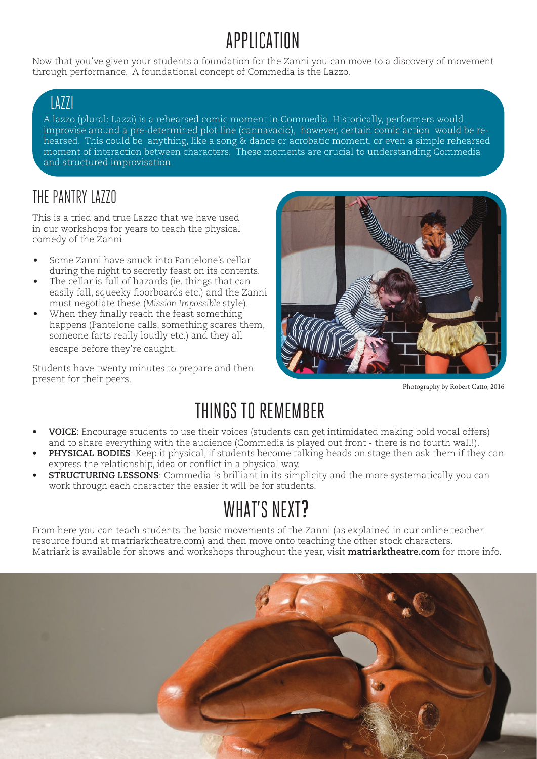# APPLICATION

Now that you've given your students a foundation for the Zanni you can move to a discovery of movement through performance. A foundational concept of Commedia is the Lazzo.

## LAZZI

A lazzo (plural: Lazzi) is a rehearsed comic moment in Commedia. Historically, performers would improvise around a pre-determined plot line (cannavacio), however, certain comic action would be rehearsed. This could be anything, like a song & dance or acrobatic moment, or even a simple rehearsed moment of interaction between characters. These moments are crucial to understanding Commedia and structured improvisation.

## THE PANTRY LAZZO

This is a tried and true Lazzo that we have used in our workshops for years to teach the physical comedy of the Zanni.

- Some Zanni have snuck into Pantelone's cellar during the night to secretly feast on its contents.
- The cellar is full of hazards (ie. things that can easily fall, squeeky floorboards etc.) and the Zanni must negotiate these (*Mission Impossible* style).
- When they finally reach the feast something happens (Pantelone calls, something scares them, someone farts really loudly etc.) and they all escape before they're caught.

Students have twenty minutes to prepare and then present for their peers.

Photography by Robert Catto, 2016

# THINGS TO REMEMBER

- **VOICE**: Encourage students to use their voices (students can get intimidated making bold vocal offers) and to share everything with the audience (Commedia is played out front - there is no fourth wall!).
- **PHYSICAL BODIES**: Keep it physical, if students become talking heads on stage then ask them if they can express the relationship, idea or conflict in a physical way.
- **STRUCTURING LESSONS**: Commedia is brilliant in its simplicity and the more systematically you can work through each character the easier it will be for students.

# WHAT'S NEXT?

From here you can teach students the basic movements of the Zanni (as explained in our online teacher resource found at matriarktheatre.com) and then move onto teaching the other stock characters. Matriark is available for shows and workshops throughout the year, visit **matriarktheatre.com** for more info.